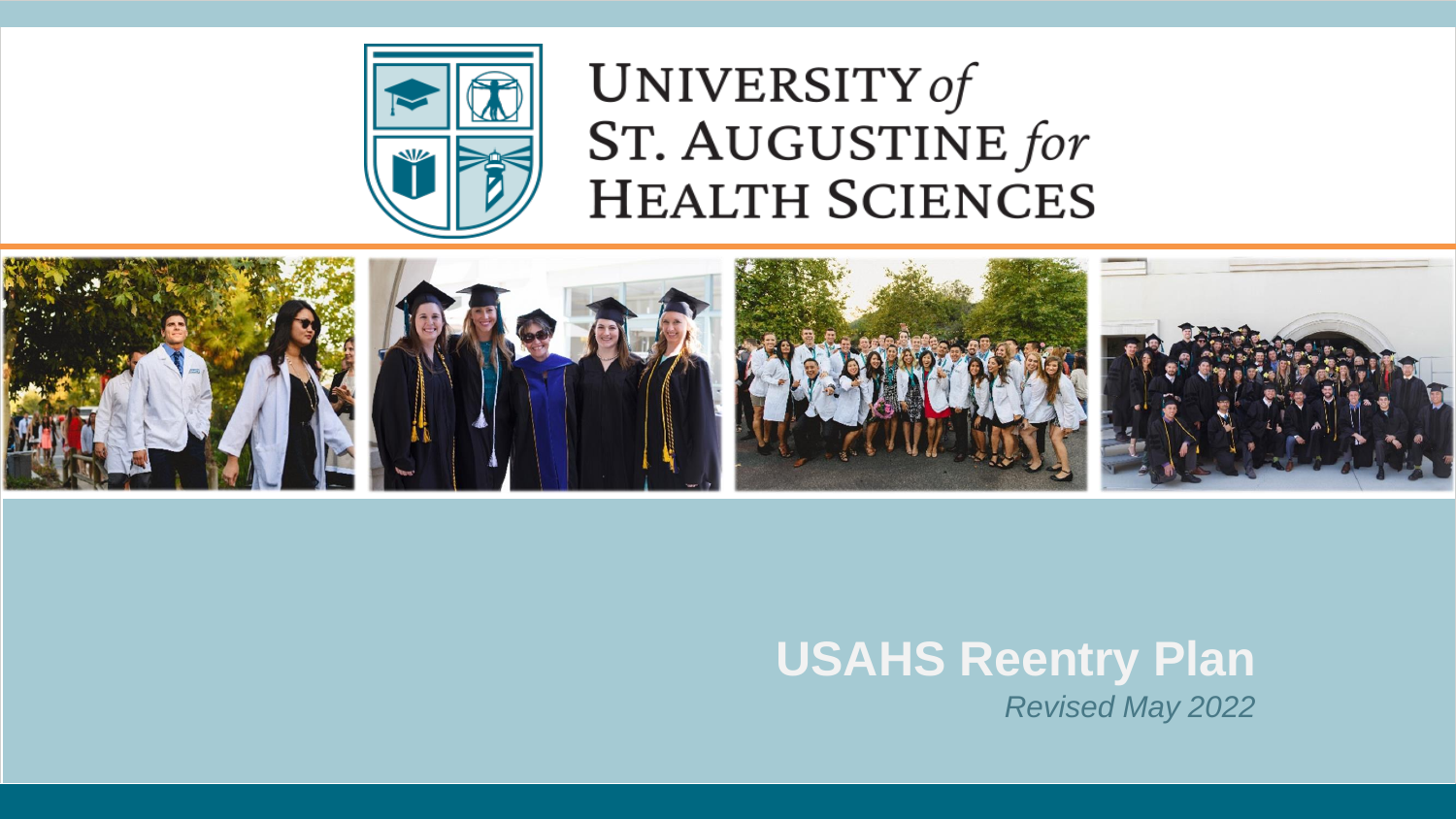UNIVERSITY *of*
ST. AUGUSTINE *for*
HEALTH SCIENCES

# USAHS Reentry Plan

*Revised May 2022*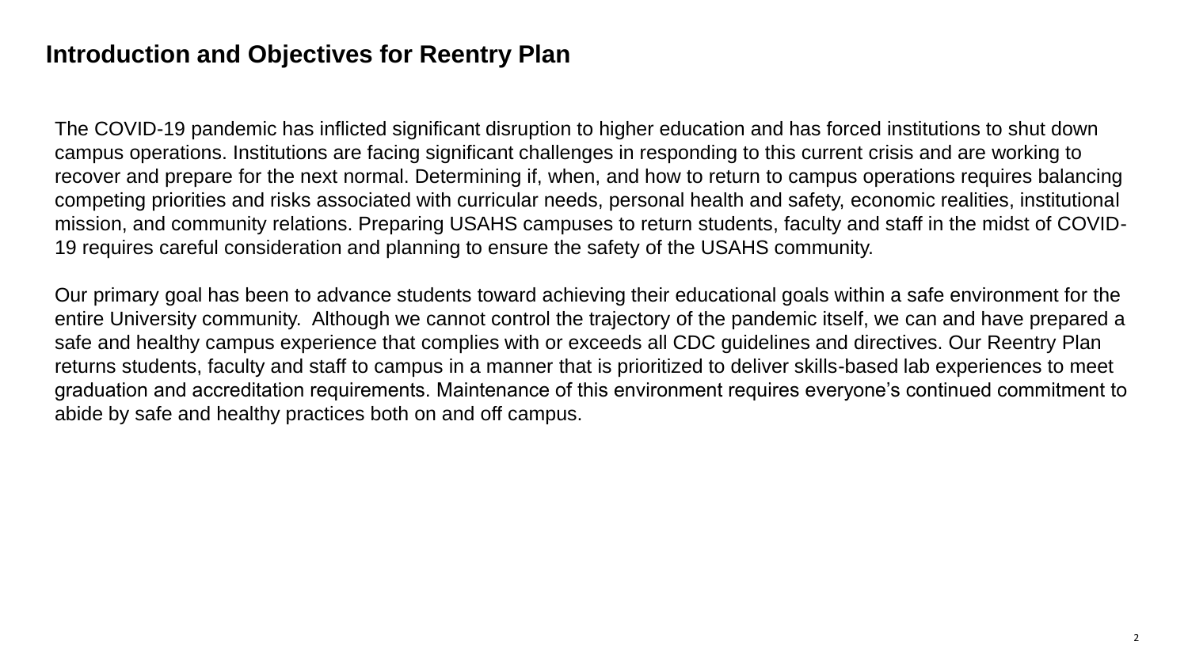## Introduction and Objectives for Reentry Plan

The COVID-19 pandemic has inflicted significant disruption to higher education and has forced institutions to shut down campus operations. Institutions are facing significant challenges in responding to this current crisis and are working to recover and prepare for the next normal. Determining if, when, and how to return to campus operations requires balancing competing priorities and risks associated with curricular needs, personal health and safety, economic realities, institutional mission, and community relations. Preparing USAHS campuses to return students, faculty and staff in the midst of COVID-19 requires careful consideration and planning to ensure the safety of the USAHS community.

Our primary goal has been to advance students toward achieving their educational goals within a safe environment for the entire University community. Although we cannot control the trajectory of the pandemic itself, we can and have prepared a safe and healthy campus experience that complies with or exceeds all CDC guidelines and directives. Our Reentry Plan returns students, faculty and staff to campus in a manner that is prioritized to deliver skills-based lab experiences to meet graduation and accreditation requirements. Maintenance of this environment requires everyone's continued commitment to abide by safe and healthy practices both on and off campus.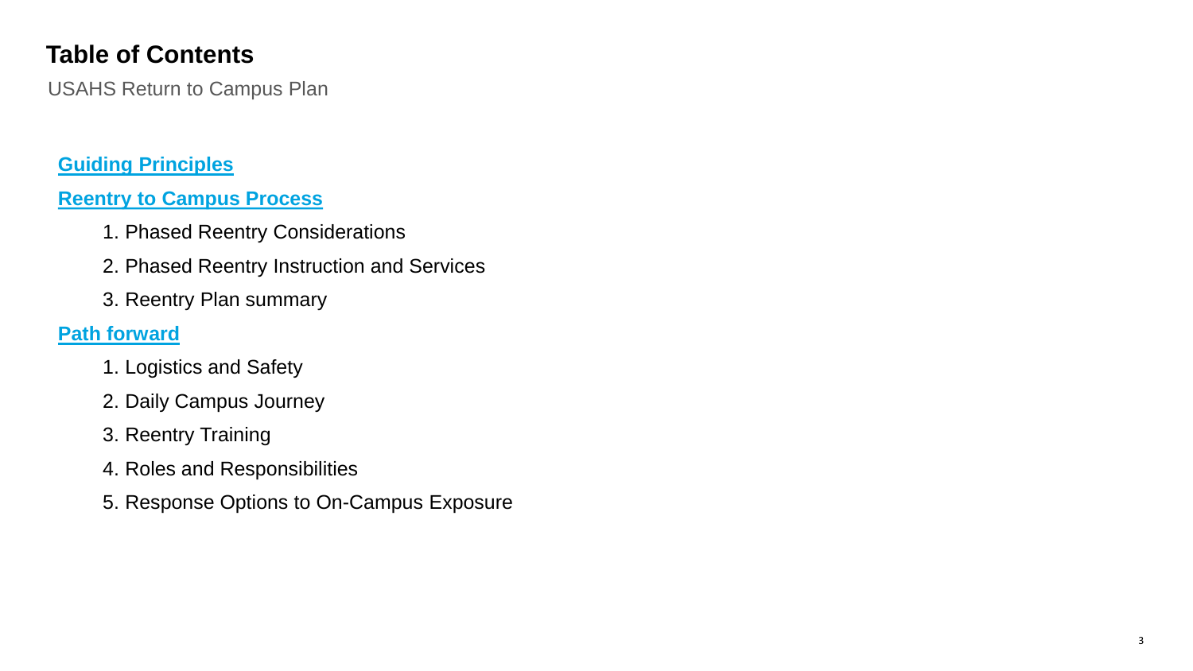# Table of Contents

USAHS Return to Campus Plan

**Guiding Principles**

**Reentry to Campus Process**

1. Phased Reentry Considerations
2. Phased Reentry Instruction and Services
3. Reentry Plan summary

**Path forward**

1. Logistics and Safety
2. Daily Campus Journey
3. Reentry Training
4. Roles and Responsibilities
5. Response Options to On-Campus Exposure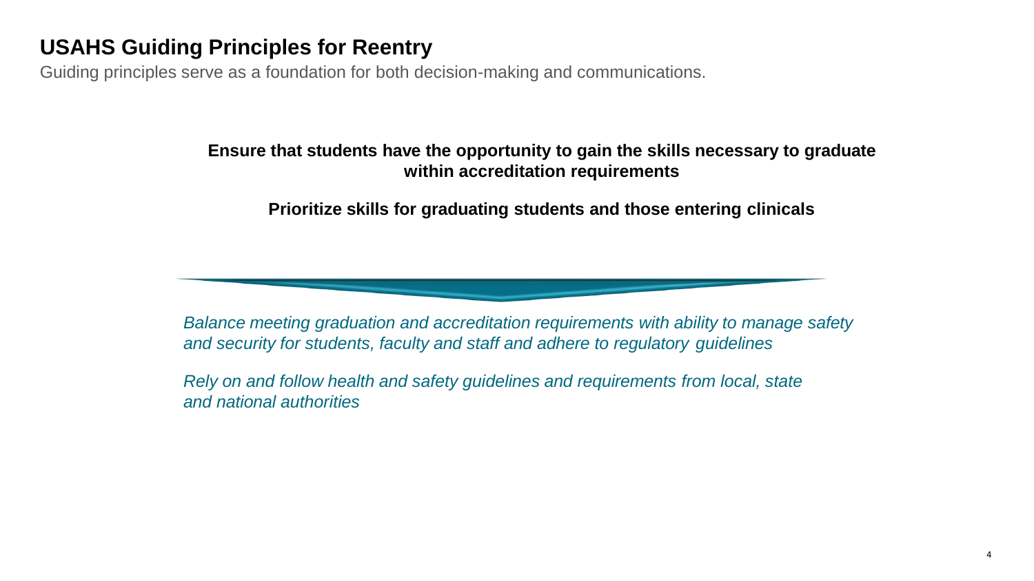# USAHS Guiding Principles for Reentry

Guiding principles serve as a foundation for both decision-making and communications.

**Ensure that students have the opportunity to gain the skills necessary to graduate within accreditation requirements**

**Prioritize skills for graduating students and those entering clinicals**

*Balance meeting graduation and accreditation requirements with ability to manage safety and security for students, faculty and staff and adhere to regulatory guidelines*

*Rely on and follow health and safety guidelines and requirements from local, state and national authorities*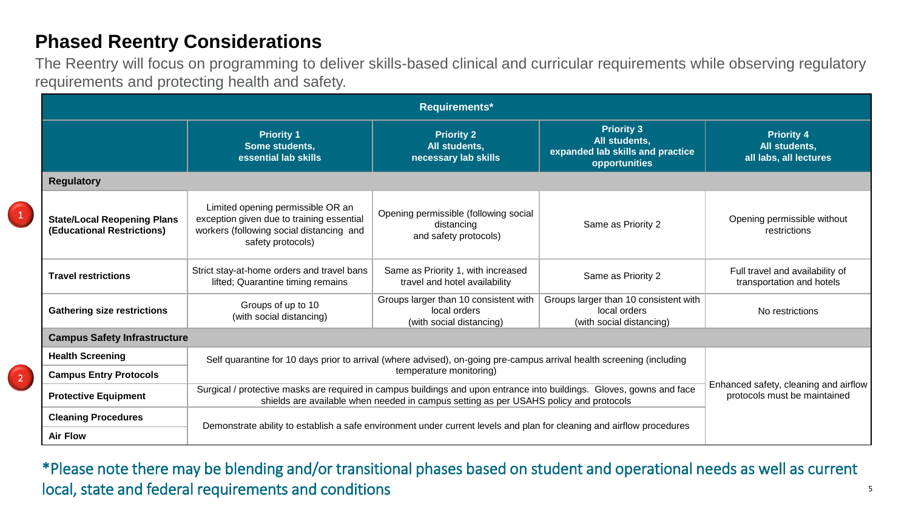## Phased Reentry Considerations

The Reentry will focus on programming to deliver skills-based clinical and curricular requirements while observing regulatory requirements and protecting health and safety.

| Requirements* | | | | |
|---|---|---|---|---|
| | **Priority 1**<br>**Some students, essential lab skills** | **Priority 2**<br>**All students, necessary lab skills** | **Priority 3**<br>**All students, expanded lab skills and practice opportunities** | **Priority 4**<br>**All students, all labs, all lectures** |
| **Regulatory** | | | | |
| **State/Local Reopening Plans (Educational Restrictions)** | Limited opening permissible OR an exception given due to training essential workers (following social distancing and safety protocols) | Opening permissible (following social distancing and safety protocols) | Same as Priority 2 | Opening permissible without restrictions |
| **Travel restrictions** | Strict stay-at-home orders and travel bans lifted; Quarantine timing remains | Same as Priority 1, with increased travel and hotel availability | Same as Priority 2 | Full travel and availability of transportation and hotels |
| **Gathering size restrictions** | Groups of up to 10 (with social distancing) | Groups larger than 10 consistent with local orders (with social distancing) | Groups larger than 10 consistent with local orders (with social distancing) | No restrictions |
| **Campus Safety Infrastructure** | | | | |
| **Health Screening** | Self quarantine for 10 days prior to arrival (where advised), on-going pre-campus arrival health screening (including temperature monitoring) | | | Enhanced safety, cleaning and airflow protocols must be maintained |
| **Campus Entry Protocols** | | | | |
| **Protective Equipment** | Surgical / protective masks are required in campus buildings and upon entrance into buildings. Gloves, gowns and face shields are available when needed in campus setting as per USAHS policy and protocols | | | |
| **Cleaning Procedures** | Demonstrate ability to establish a safe environment under current levels and plan for cleaning and airflow procedures | | | |
| **Air Flow** | | | | |

*Please note there may be blending and/or transitional phases based on student and operational needs as well as current local, state and federal requirements and conditions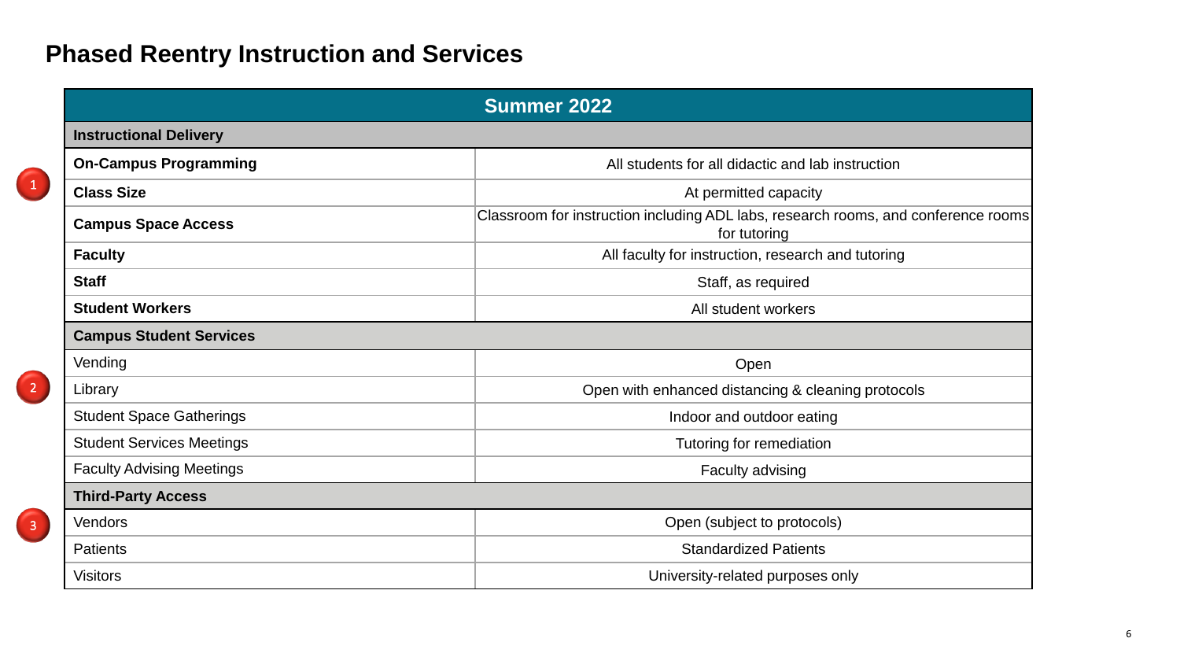# Phased Reentry Instruction and Services

| Summer 2022 | |
|---|---|
| **Instructional Delivery** | |
| **On-Campus Programming** | All students for all didactic and lab instruction |
| **Class Size** | At permitted capacity |
| **Campus Space Access** | Classroom for instruction including ADL labs, research rooms, and conference rooms for tutoring |
| **Faculty** | All faculty for instruction, research and tutoring |
| **Staff** | Staff, as required |
| **Student Workers** | All student workers |
| **Campus Student Services** | |
| Vending | Open |
| Library | Open with enhanced distancing & cleaning protocols |
| Student Space Gatherings | Indoor and outdoor eating |
| Student Services Meetings | Tutoring for remediation |
| Faculty Advising Meetings | Faculty advising |
| **Third-Party Access** | |
| Vendors | Open (subject to protocols) |
| Patients | Standardized Patients |
| Visitors | University-related purposes only |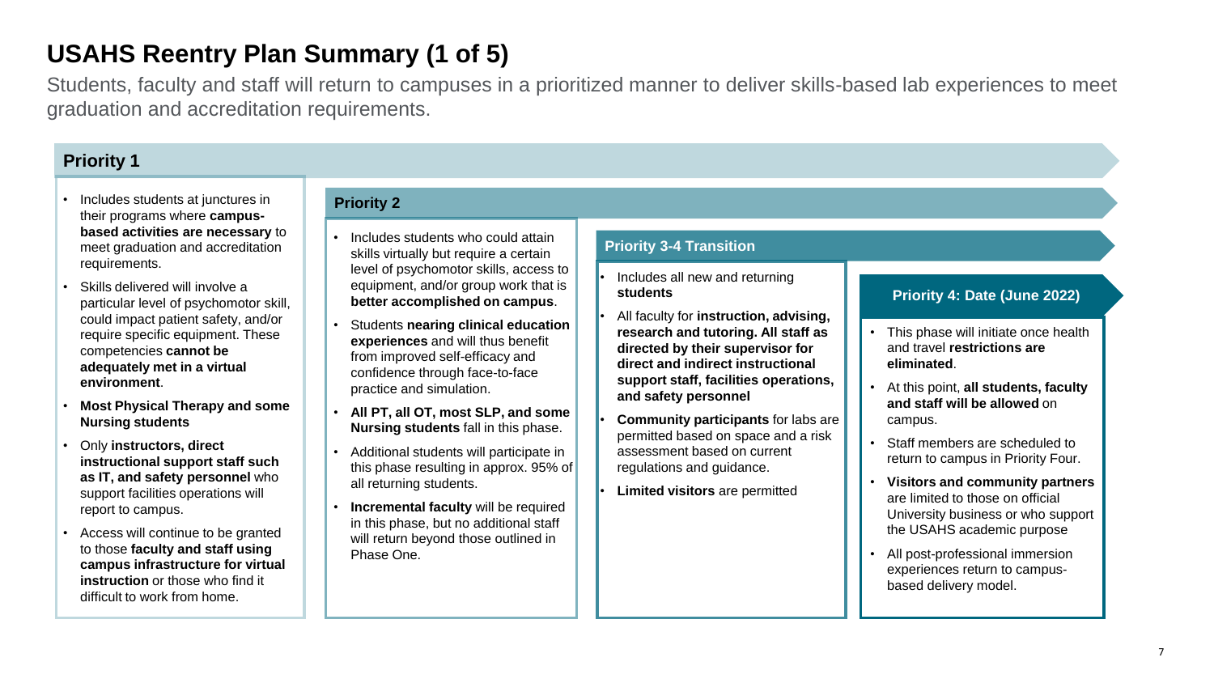# USAHS Reentry Plan Summary (1 of 5)

Students, faculty and staff will return to campuses in a prioritized manner to deliver skills-based lab experiences to meet graduation and accreditation requirements.

## Priority 1

- Includes students at junctures in their programs where **campus-based activities are necessary** to meet graduation and accreditation requirements.
- Skills delivered will involve a particular level of psychomotor skill, could impact patient safety, and/or require specific equipment. These competencies **cannot be adequately met in a virtual environment**.
- **Most Physical Therapy and some Nursing students**
- Only **instructors, direct instructional support staff such as IT, and safety personnel** who support facilities operations will report to campus.
- Access will continue to be granted to those **faculty and staff using campus infrastructure for virtual instruction** or those who find it difficult to work from home.

## Priority 2

- Includes students who could attain skills virtually but require a certain level of psychomotor skills, access to equipment, and/or group work that is **better accomplished on campus**.
- Students **nearing clinical education experiences** and will thus benefit from improved self-efficacy and confidence through face-to-face practice and simulation.
- **All PT, all OT, most SLP, and some Nursing students** fall in this phase.
- Additional students will participate in this phase resulting in approx. 95% of all returning students.
- **Incremental faculty** will be required in this phase, but no additional staff will return beyond those outlined in Phase One.

## Priority 3-4 Transition

- Includes all new and returning **students**
- All faculty for **instruction, advising, research and tutoring. All staff as directed by their supervisor for direct and indirect instructional support staff, facilities operations, and safety personnel**
- **Community participants** for labs are permitted based on space and a risk assessment based on current regulations and guidance.
- **Limited visitors** are permitted

## Priority 4: Date (June 2022)

- This phase will initiate once health and travel **restrictions are eliminated**.
- At this point, **all students, faculty and staff will be allowed** on campus.
- Staff members are scheduled to return to campus in Priority Four.
- **Visitors and community partners** are limited to those on official University business or who support the USAHS academic purpose
- All post-professional immersion experiences return to campus-based delivery model.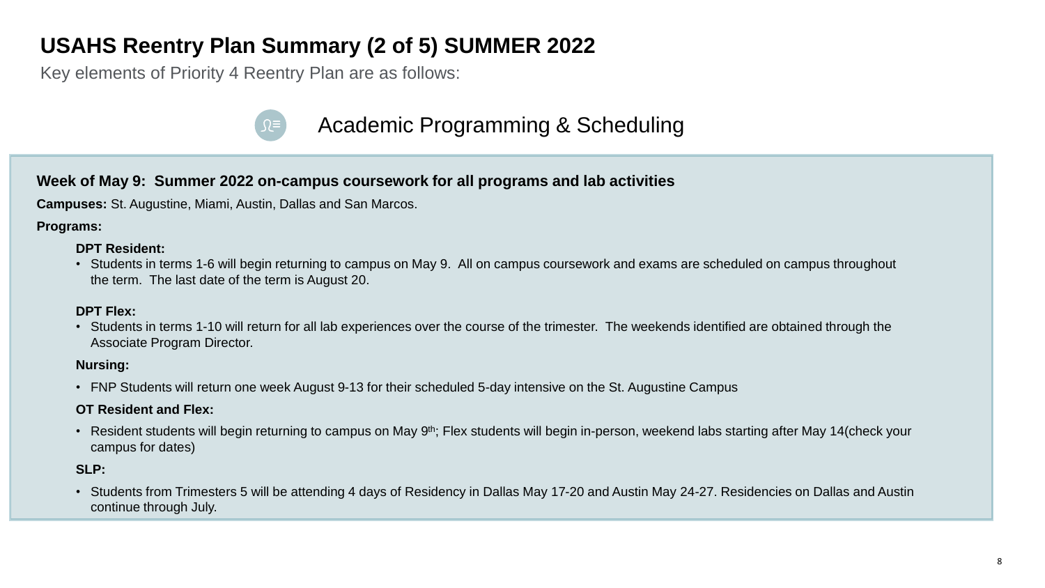# USAHS Reentry Plan Summary (2 of 5) SUMMER 2022

Key elements of Priority 4 Reentry Plan are as follows:

## Academic Programming & Scheduling

**Week of May 9: Summer 2022 on-campus coursework for all programs and lab activities**

**Campuses:** St. Augustine, Miami, Austin, Dallas and San Marcos.

**Programs:**

**DPT Resident:**

- Students in terms 1-6 will begin returning to campus on May 9. All on campus coursework and exams are scheduled on campus throughout the term. The last date of the term is August 20.

**DPT Flex:**

- Students in terms 1-10 will return for all lab experiences over the course of the trimester. The weekends identified are obtained through the Associate Program Director.

**Nursing:**

- FNP Students will return one week August 9-13 for their scheduled 5-day intensive on the St. Augustine Campus

**OT Resident and Flex:**

- Resident students will begin returning to campus on May 9th; Flex students will begin in-person, weekend labs starting after May 14(check your campus for dates)

**SLP:**

- Students from Trimesters 5 will be attending 4 days of Residency in Dallas May 17-20 and Austin May 24-27. Residencies on Dallas and Austin continue through July.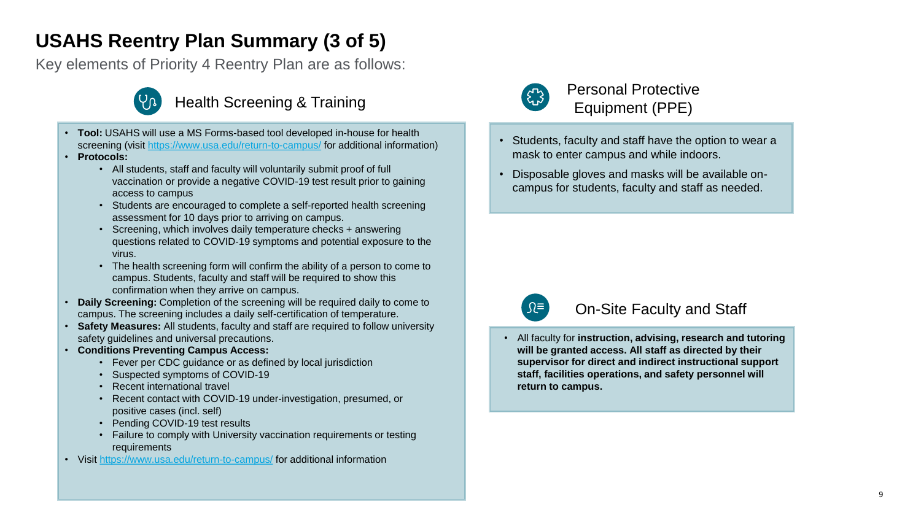# USAHS Reentry Plan Summary (3 of 5)

Key elements of Priority 4 Reentry Plan are as follows:

## Health Screening & Training

- **Tool:** USAHS will use a MS Forms-based tool developed in-house for health screening (visit https://www.usa.edu/return-to-campus/ for additional information)
- **Protocols:**
  - All students, staff and faculty will voluntarily submit proof of full vaccination or provide a negative COVID-19 test result prior to gaining access to campus
  - Students are encouraged to complete a self-reported health screening assessment for 10 days prior to arriving on campus.
  - Screening, which involves daily temperature checks + answering questions related to COVID-19 symptoms and potential exposure to the virus.
  - The health screening form will confirm the ability of a person to come to campus. Students, faculty and staff will be required to show this confirmation when they arrive on campus.
- **Daily Screening:** Completion of the screening will be required daily to come to campus. The screening includes a daily self-certification of temperature.
- **Safety Measures:** All students, faculty and staff are required to follow university safety guidelines and universal precautions.
- **Conditions Preventing Campus Access:**
  - Fever per CDC guidance or as defined by local jurisdiction
  - Suspected symptoms of COVID-19
  - Recent international travel
  - Recent contact with COVID-19 under-investigation, presumed, or positive cases (incl. self)
  - Pending COVID-19 test results
  - Failure to comply with University vaccination requirements or testing requirements
- Visit https://www.usa.edu/return-to-campus/ for additional information

## Personal Protective Equipment (PPE)

- Students, faculty and staff have the option to wear a mask to enter campus and while indoors.
- Disposable gloves and masks will be available on-campus for students, faculty and staff as needed.

## On-Site Faculty and Staff

- All faculty for **instruction, advising, research and tutoring will be granted access. All staff as directed by their supervisor for direct and indirect instructional support staff, facilities operations, and safety personnel will return to campus.**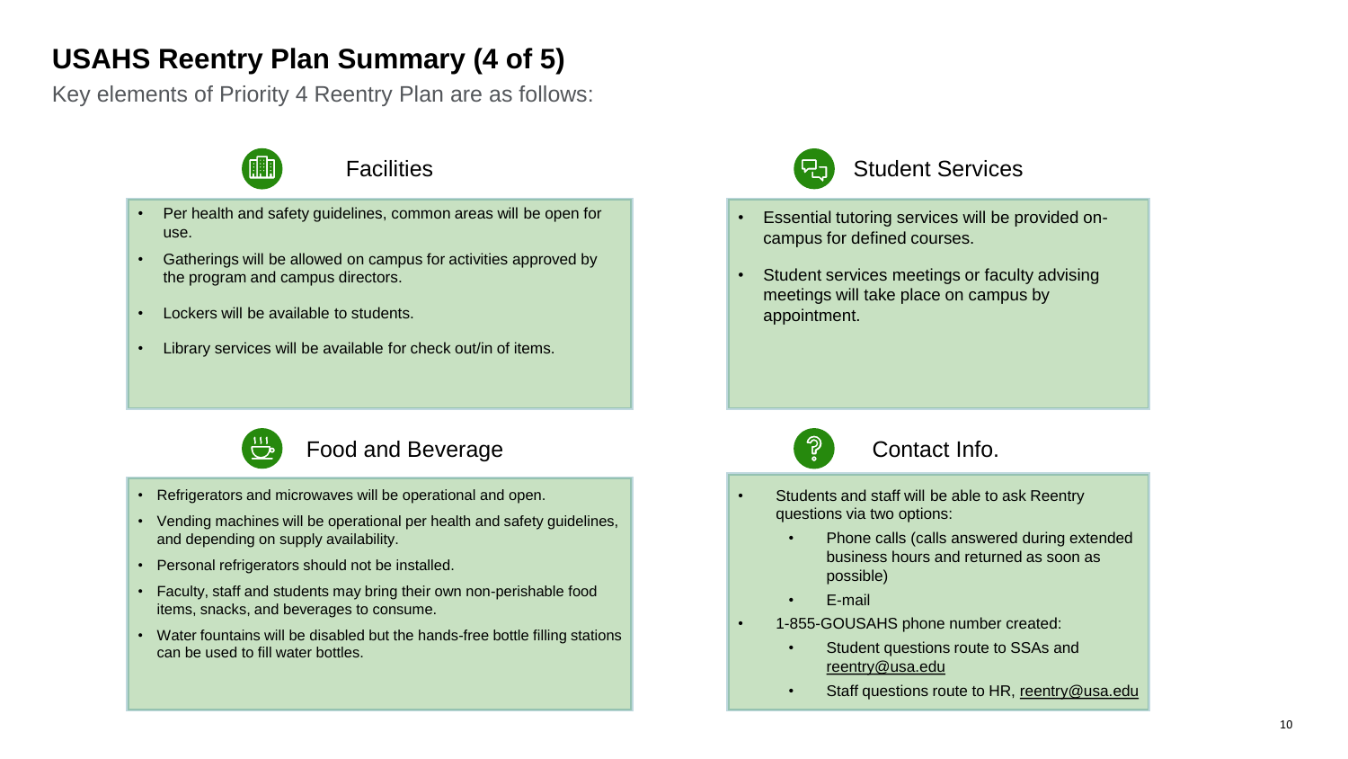# USAHS Reentry Plan Summary (4 of 5)

Key elements of Priority 4 Reentry Plan are as follows:

## Facilities

- Per health and safety guidelines, common areas will be open for use.
- Gatherings will be allowed on campus for activities approved by the program and campus directors.
- Lockers will be available to students.
- Library services will be available for check out/in of items.

## Student Services

- Essential tutoring services will be provided on-campus for defined courses.
- Student services meetings or faculty advising meetings will take place on campus by appointment.

## Food and Beverage

- Refrigerators and microwaves will be operational and open.
- Vending machines will be operational per health and safety guidelines, and depending on supply availability.
- Personal refrigerators should not be installed.
- Faculty, staff and students may bring their own non-perishable food items, snacks, and beverages to consume.
- Water fountains will be disabled but the hands-free bottle filling stations can be used to fill water bottles.

## Contact Info.

- Students and staff will be able to ask Reentry questions via two options:
  - Phone calls (calls answered during extended business hours and returned as soon as possible)
  - E-mail
- 1-855-GOUSAHS phone number created:
  - Student questions route to SSAs and reentry@usa.edu
  - Staff questions route to HR, reentry@usa.edu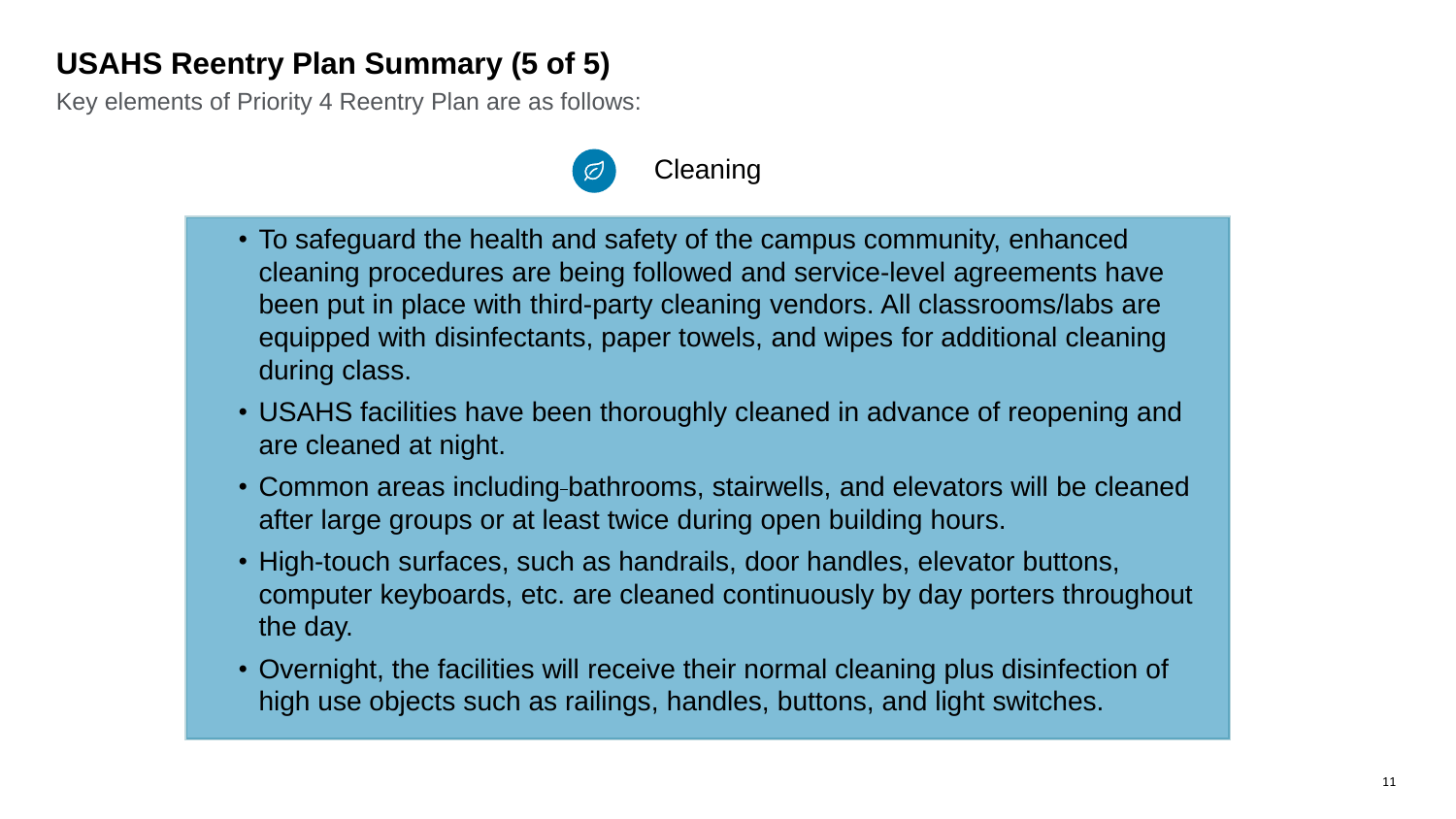## USAHS Reentry Plan Summary (5 of 5)

Key elements of Priority 4 Reentry Plan are as follows:

### Cleaning

- To safeguard the health and safety of the campus community, enhanced cleaning procedures are being followed and service-level agreements have been put in place with third-party cleaning vendors. All classrooms/labs are equipped with disinfectants, paper towels, and wipes for additional cleaning during class.
- USAHS facilities have been thoroughly cleaned in advance of reopening and are cleaned at night.
- Common areas including bathrooms, stairwells, and elevators will be cleaned after large groups or at least twice during open building hours.
- High-touch surfaces, such as handrails, door handles, elevator buttons, computer keyboards, etc. are cleaned continuously by day porters throughout the day.
- Overnight, the facilities will receive their normal cleaning plus disinfection of high use objects such as railings, handles, buttons, and light switches.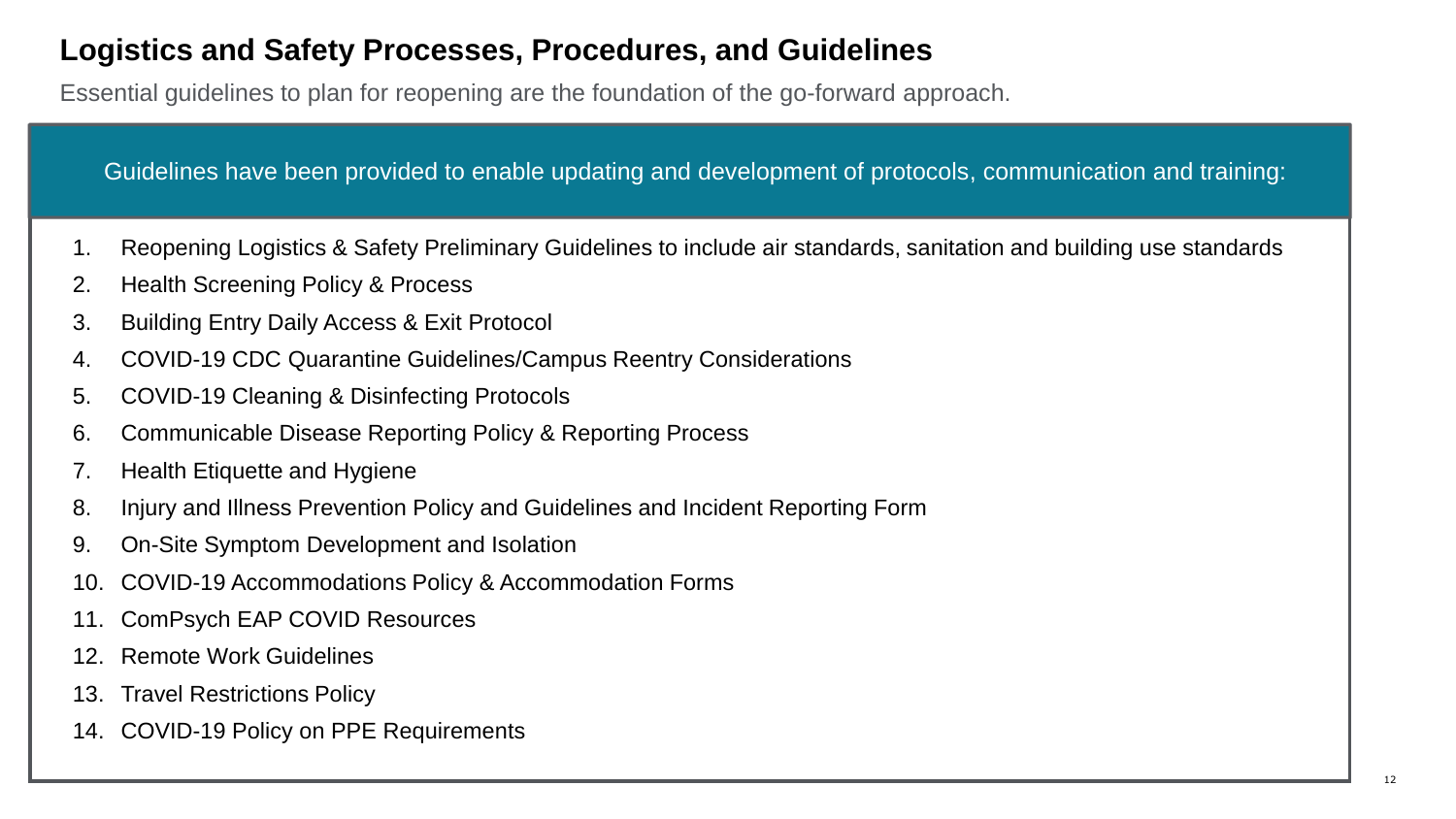# Logistics and Safety Processes, Procedures, and Guidelines

Essential guidelines to plan for reopening are the foundation of the go-forward approach.

Guidelines have been provided to enable updating and development of protocols, communication and training:

1. Reopening Logistics & Safety Preliminary Guidelines to include air standards, sanitation and building use standards
2. Health Screening Policy & Process
3. Building Entry Daily Access & Exit Protocol
4. COVID-19 CDC Quarantine Guidelines/Campus Reentry Considerations
5. COVID-19 Cleaning & Disinfecting Protocols
6. Communicable Disease Reporting Policy & Reporting Process
7. Health Etiquette and Hygiene
8. Injury and Illness Prevention Policy and Guidelines and Incident Reporting Form
9. On-Site Symptom Development and Isolation
10. COVID-19 Accommodations Policy & Accommodation Forms
11. ComPsych EAP COVID Resources
12. Remote Work Guidelines
13. Travel Restrictions Policy
14. COVID-19 Policy on PPE Requirements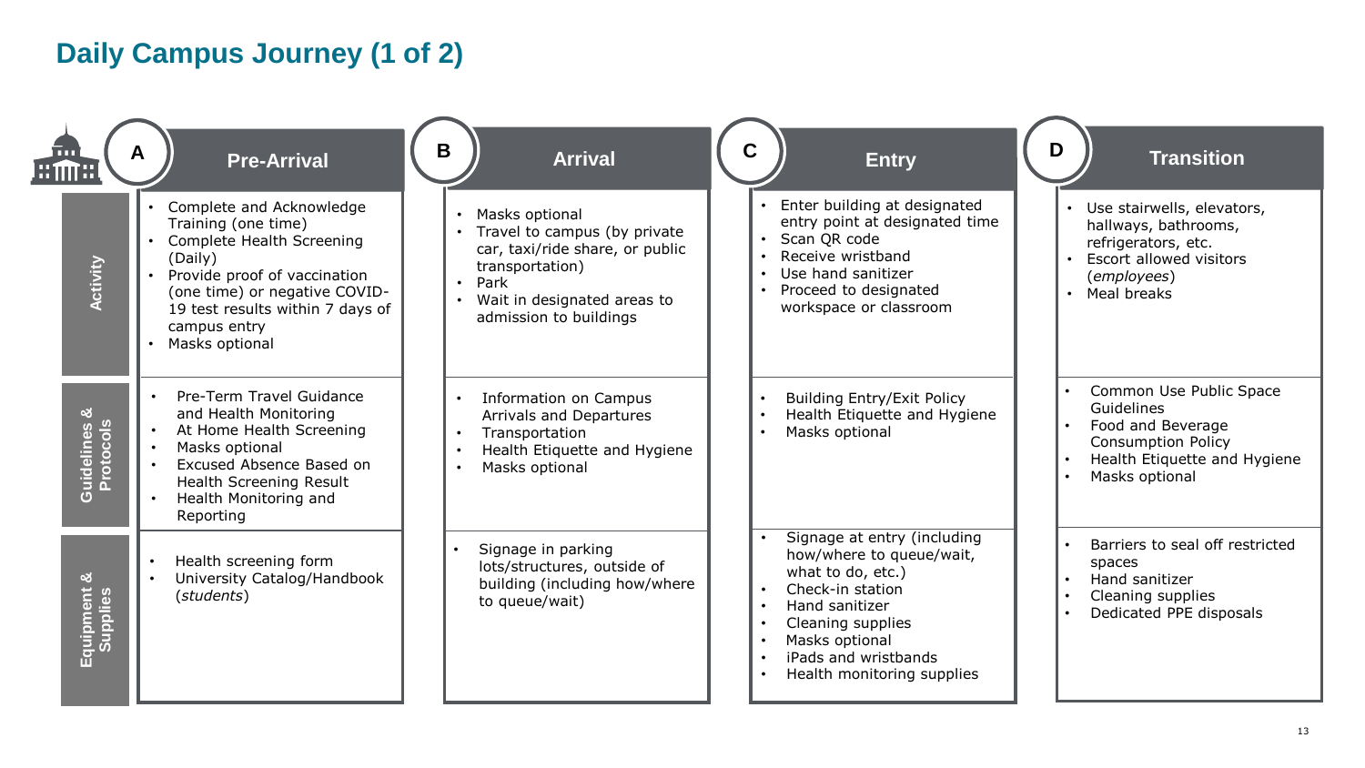# Daily Campus Journey (1 of 2)

| | A – Pre-Arrival | B – Arrival | C – Entry | D – Transition |
|---|---|---|---|---|
| **Activity** | • Complete and Acknowledge Training (one time)<br>• Complete Health Screening (Daily)<br>• Provide proof of vaccination (one time) or negative COVID-19 test results within 7 days of campus entry<br>• Masks optional | • Masks optional<br>• Travel to campus (by private car, taxi/ride share, or public transportation)<br>• Park<br>• Wait in designated areas to admission to buildings | • Enter building at designated entry point at designated time<br>• Scan QR code<br>• Receive wristband<br>• Use hand sanitizer<br>• Proceed to designated workspace or classroom | • Use stairwells, elevators, hallways, bathrooms, refrigerators, etc.<br>• Escort allowed visitors (*employees*)<br>• Meal breaks |
| **Guidelines & Protocols** | • Pre-Term Travel Guidance and Health Monitoring<br>• At Home Health Screening<br>• Masks optional<br>• Excused Absence Based on Health Screening Result<br>• Health Monitoring and Reporting | • Information on Campus Arrivals and Departures<br>• Transportation<br>• Health Etiquette and Hygiene<br>• Masks optional | • Building Entry/Exit Policy<br>• Health Etiquette and Hygiene<br>• Masks optional | • Common Use Public Space Guidelines<br>• Food and Beverage Consumption Policy<br>• Health Etiquette and Hygiene<br>• Masks optional |
| **Equipment & Supplies** | • Health screening form<br>• University Catalog/Handbook (*students*) | • Signage in parking lots/structures, outside of building (including how/where to queue/wait) | • Signage at entry (including how/where to queue/wait, what to do, etc.)<br>• Check-in station<br>• Hand sanitizer<br>• Cleaning supplies<br>• Masks optional<br>• iPads and wristbands<br>• Health monitoring supplies | • Barriers to seal off restricted spaces<br>• Hand sanitizer<br>• Cleaning supplies<br>• Dedicated PPE disposals |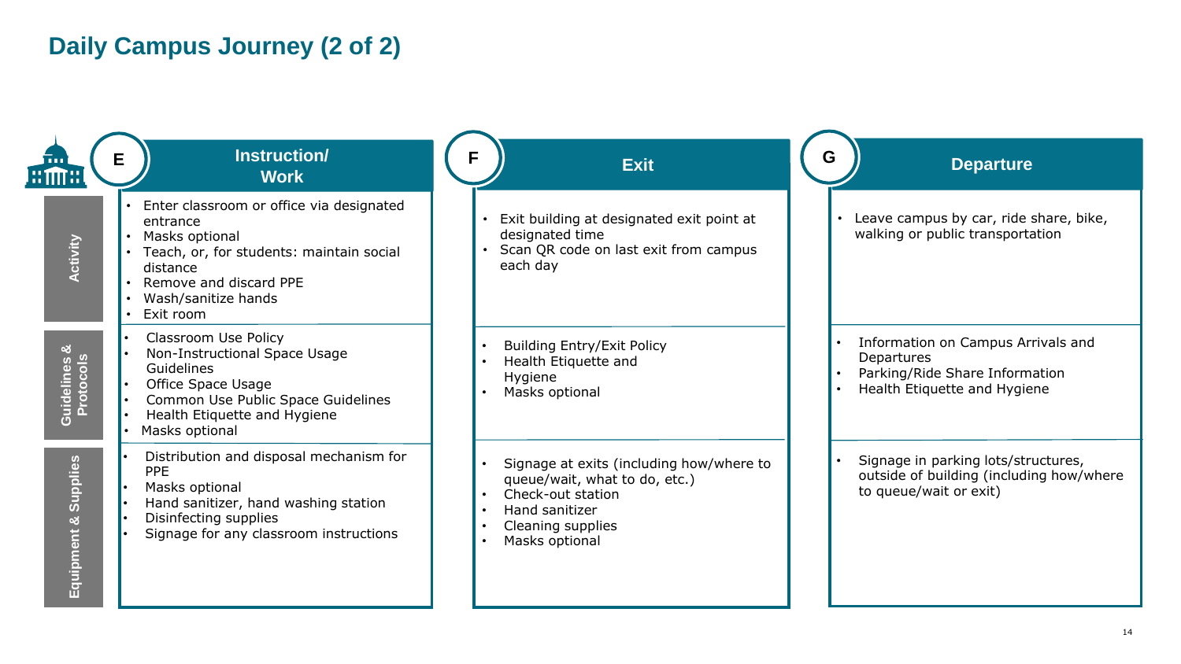# Daily Campus Journey (2 of 2)

| | E — Instruction/ Work | F — Exit | G — Departure |
|---|---|---|---|
| **Activity** | • Enter classroom or office via designated entrance<br>• Masks optional<br>• Teach, or, for students: maintain social distance<br>• Remove and discard PPE<br>• Wash/sanitize hands<br>• Exit room | • Exit building at designated exit point at designated time<br>• Scan QR code on last exit from campus each day | • Leave campus by car, ride share, bike, walking or public transportation |
| **Guidelines & Protocols** | • Classroom Use Policy<br>• Non-Instructional Space Usage Guidelines<br>• Office Space Usage<br>• Common Use Public Space Guidelines<br>• Health Etiquette and Hygiene<br>• Masks optional | • Building Entry/Exit Policy<br>• Health Etiquette and Hygiene<br>• Masks optional | • Information on Campus Arrivals and Departures<br>• Parking/Ride Share Information<br>• Health Etiquette and Hygiene |
| **Equipment & Supplies** | • Distribution and disposal mechanism for PPE<br>• Masks optional<br>• Hand sanitizer, hand washing station<br>• Disinfecting supplies<br>• Signage for any classroom instructions | • Signage at exits (including how/where to queue/wait, what to do, etc.)<br>• Check-out station<br>• Hand sanitizer<br>• Cleaning supplies<br>• Masks optional | • Signage in parking lots/structures, outside of building (including how/where to queue/wait or exit) |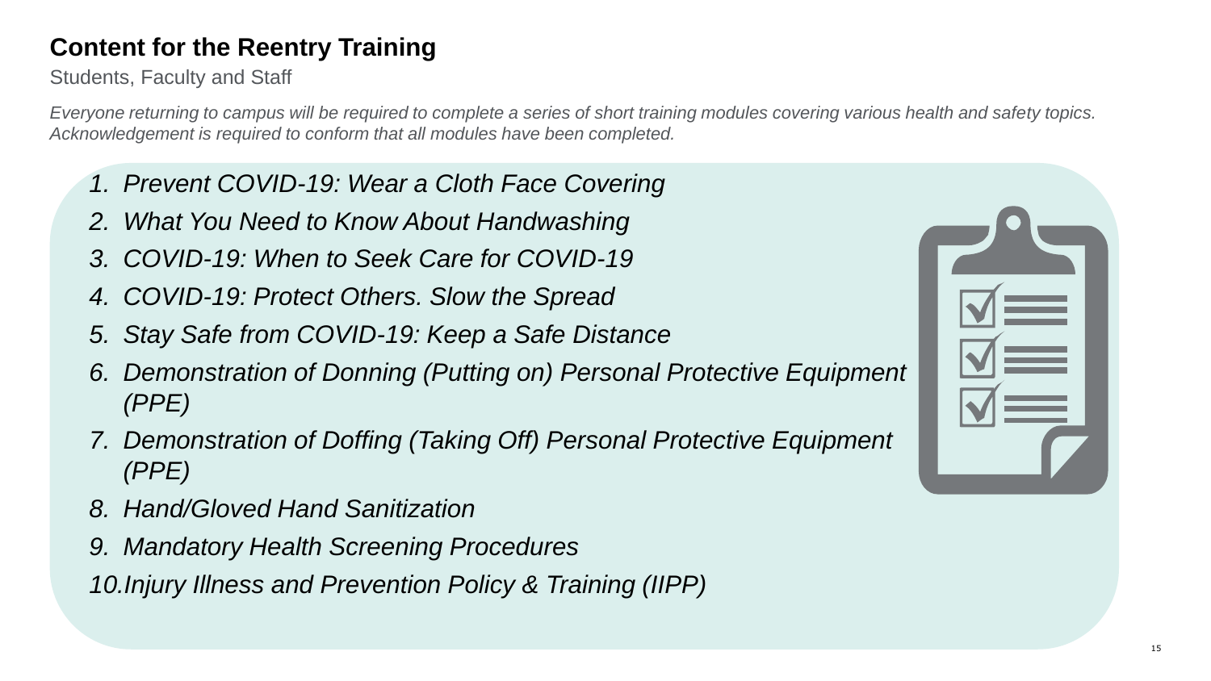# Content for the Reentry Training

Students, Faculty and Staff

*Everyone returning to campus will be required to complete a series of short training modules covering various health and safety topics. Acknowledgement is required to conform that all modules have been completed.*

1. *Prevent COVID-19: Wear a Cloth Face Covering*
2. *What You Need to Know About Handwashing*
3. *COVID-19: When to Seek Care for COVID-19*
4. *COVID-19: Protect Others. Slow the Spread*
5. *Stay Safe from COVID-19: Keep a Safe Distance*
6. *Demonstration of Donning (Putting on) Personal Protective Equipment (PPE)*
7. *Demonstration of Doffing (Taking Off) Personal Protective Equipment (PPE)*
8. *Hand/Gloved Hand Sanitization*
9. *Mandatory Health Screening Procedures*
10. *Injury Illness and Prevention Policy & Training (IIPP)*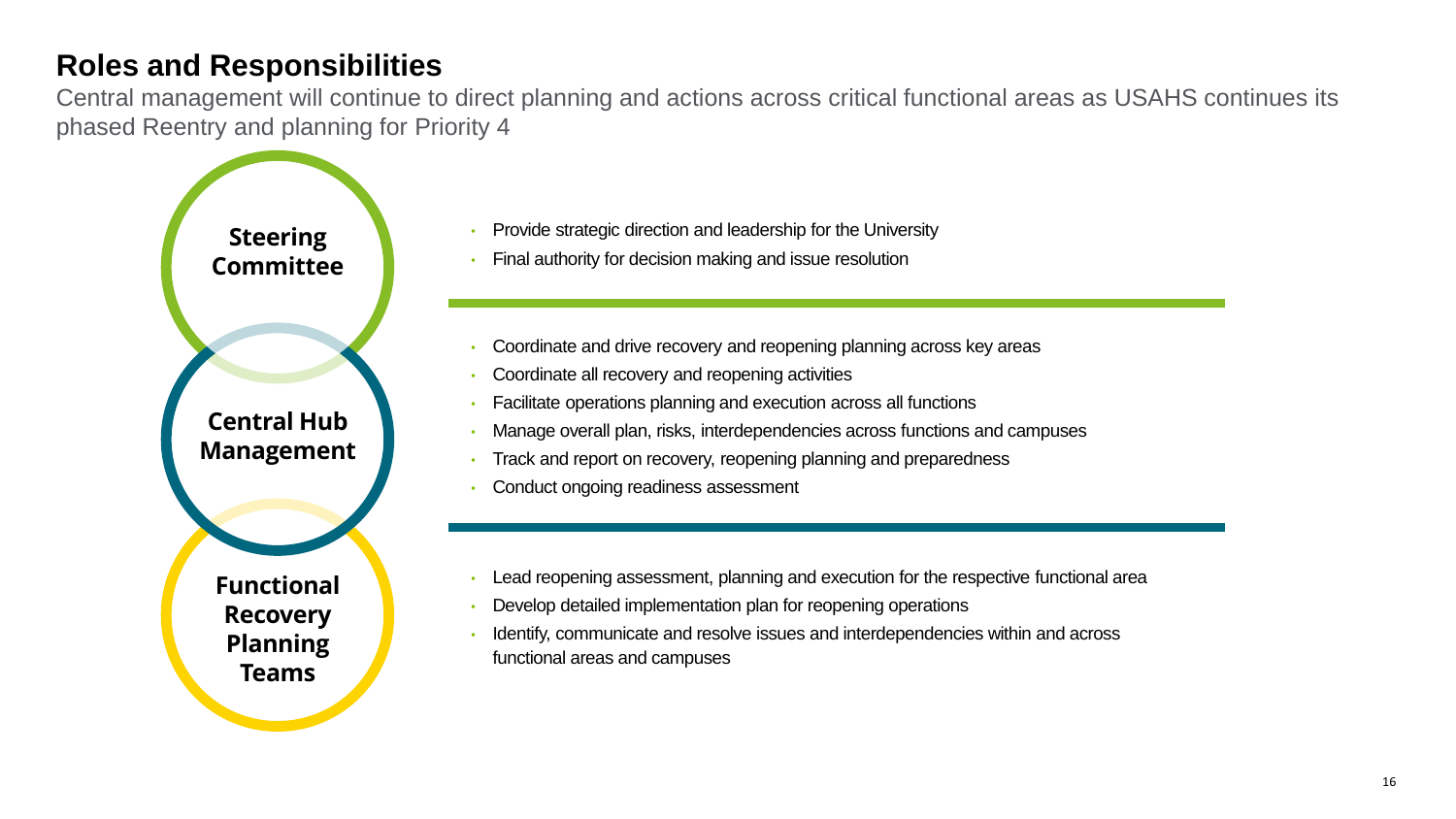# Roles and Responsibilities

Central management will continue to direct planning and actions across critical functional areas as USAHS continues its phased Reentry and planning for Priority 4

**Steering Committee**

- Provide strategic direction and leadership for the University
- Final authority for decision making and issue resolution

**Central Hub Management**

- Coordinate and drive recovery and reopening planning across key areas
- Coordinate all recovery and reopening activities
- Facilitate operations planning and execution across all functions
- Manage overall plan, risks, interdependencies across functions and campuses
- Track and report on recovery, reopening planning and preparedness
- Conduct ongoing readiness assessment

**Functional Recovery Planning Teams**

- Lead reopening assessment, planning and execution for the respective functional area
- Develop detailed implementation plan for reopening operations
- Identify, communicate and resolve issues and interdependencies within and across functional areas and campuses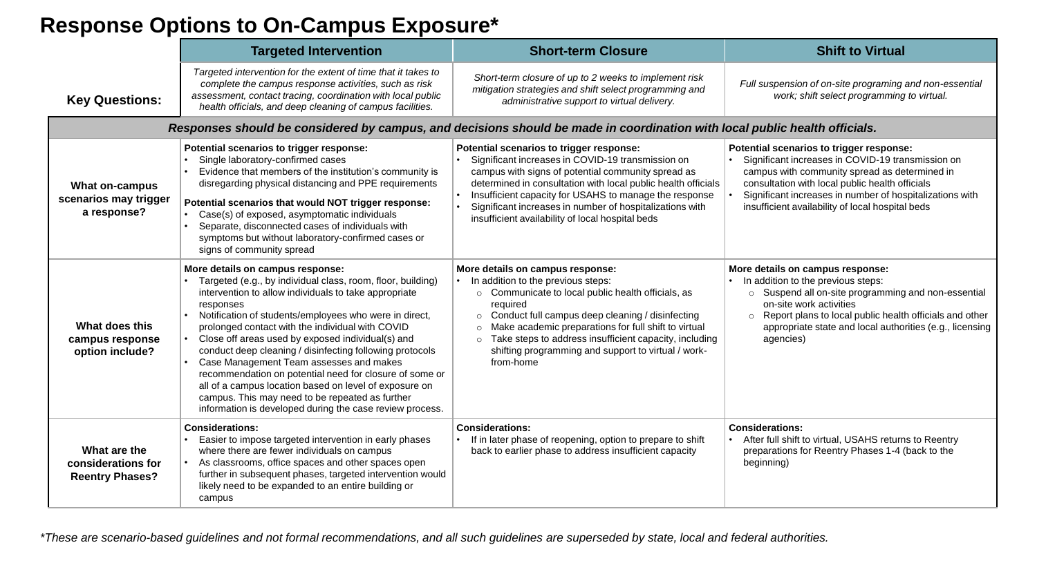# Response Options to On-Campus Exposure*

| | Targeted Intervention | Short-term Closure | Shift to Virtual |
|---|---|---|---|
| **Key Questions:** | *Targeted intervention for the extent of time that it takes to complete the campus response activities, such as risk assessment, contact tracing, coordination with local public health officials, and deep cleaning of campus facilities.* | *Short-term closure of up to 2 weeks to implement risk mitigation strategies and shift select programming and administrative support to virtual delivery.* | *Full suspension of on-site programing and non-essential work; shift select programming to virtual.* |
| ***Responses should be considered by campus, and decisions should be made in coordination with local public health officials.*** | | | |
| **What on-campus scenarios may trigger a response?** | **Potential scenarios to trigger response:**<br>• Single laboratory-confirmed cases<br>• Evidence that members of the institution's community is disregarding physical distancing and PPE requirements<br>**Potential scenarios that would NOT trigger response:**<br>• Case(s) of exposed, asymptomatic individuals<br>• Separate, disconnected cases of individuals with symptoms but without laboratory-confirmed cases or signs of community spread | **Potential scenarios to trigger response:**<br>• Significant increases in COVID-19 transmission on campus with signs of potential community spread as determined in consultation with local public health officials<br>• Insufficient capacity for USAHS to manage the response<br>• Significant increases in number of hospitalizations with insufficient availability of local hospital beds | **Potential scenarios to trigger response:**<br>• Significant increases in COVID-19 transmission on campus with community spread as determined in consultation with local public health officials<br>• Significant increases in number of hospitalizations with insufficient availability of local hospital beds |
| **What does this campus response option include?** | **More details on campus response:**<br>• Targeted (e.g., by individual class, room, floor, building) intervention to allow individuals to take appropriate responses<br>• Notification of students/employees who were in direct, prolonged contact with the individual with COVID<br>• Close off areas used by exposed individual(s) and conduct deep cleaning / disinfecting following protocols<br>• Case Management Team assesses and makes recommendation on potential need for closure of some or all of a campus location based on level of exposure on campus. This may need to be repeated as further information is developed during the case review process. | **More details on campus response:**<br>• In addition to the previous steps:<br>  ○ Communicate to local public health officials, as required<br>  ○ Conduct full campus deep cleaning / disinfecting<br>  ○ Make academic preparations for full shift to virtual<br>  ○ Take steps to address insufficient capacity, including shifting programming and support to virtual / work-from-home | **More details on campus response:**<br>• In addition to the previous steps:<br>  ○ Suspend all on-site programming and non-essential on-site work activities<br>  ○ Report plans to local public health officials and other appropriate state and local authorities (e.g., licensing agencies) |
| **What are the considerations for Reentry Phases?** | **Considerations:**<br>• Easier to impose targeted intervention in early phases where there are fewer individuals on campus<br>• As classrooms, office spaces and other spaces open further in subsequent phases, targeted intervention would likely need to be expanded to an entire building or campus | **Considerations:**<br>• If in later phase of reopening, option to prepare to shift back to earlier phase to address insufficient capacity | **Considerations:**<br>• After full shift to virtual, USAHS returns to Reentry preparations for Reentry Phases 1-4 (back to the beginning) |

*\*These are scenario-based guidelines and not formal recommendations, and all such guidelines are superseded by state, local and federal authorities.*